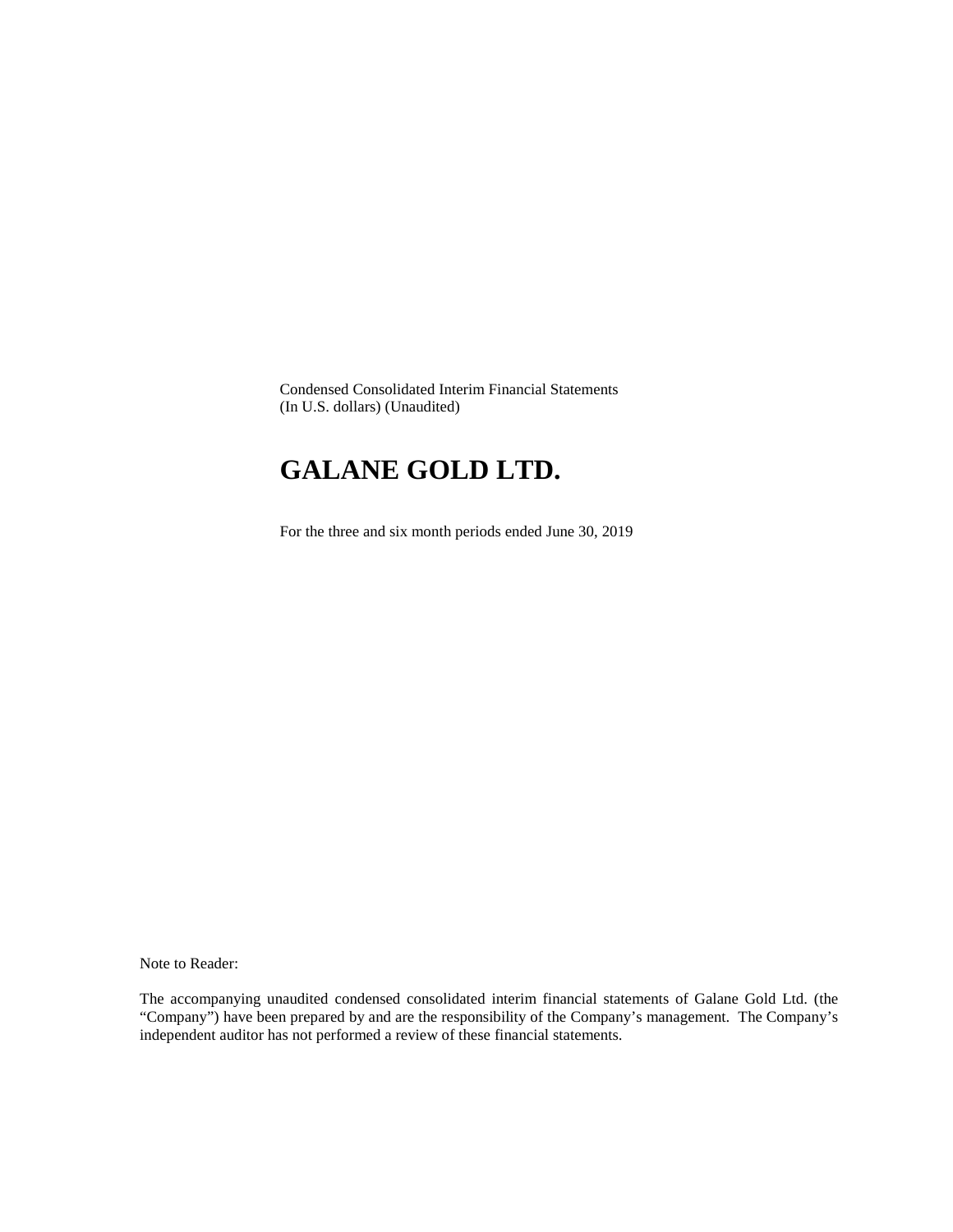Condensed Consolidated Interim Financial Statements
(In U.S. dollars) (Unaudited)

# GALANE GOLD LTD.

For the three and six month periods ended June 30, 2019

Note to Reader:

The accompanying unaudited condensed consolidated interim financial statements of Galane Gold Ltd. (the "Company") have been prepared by and are the responsibility of the Company's management. The Company's independent auditor has not performed a review of these financial statements.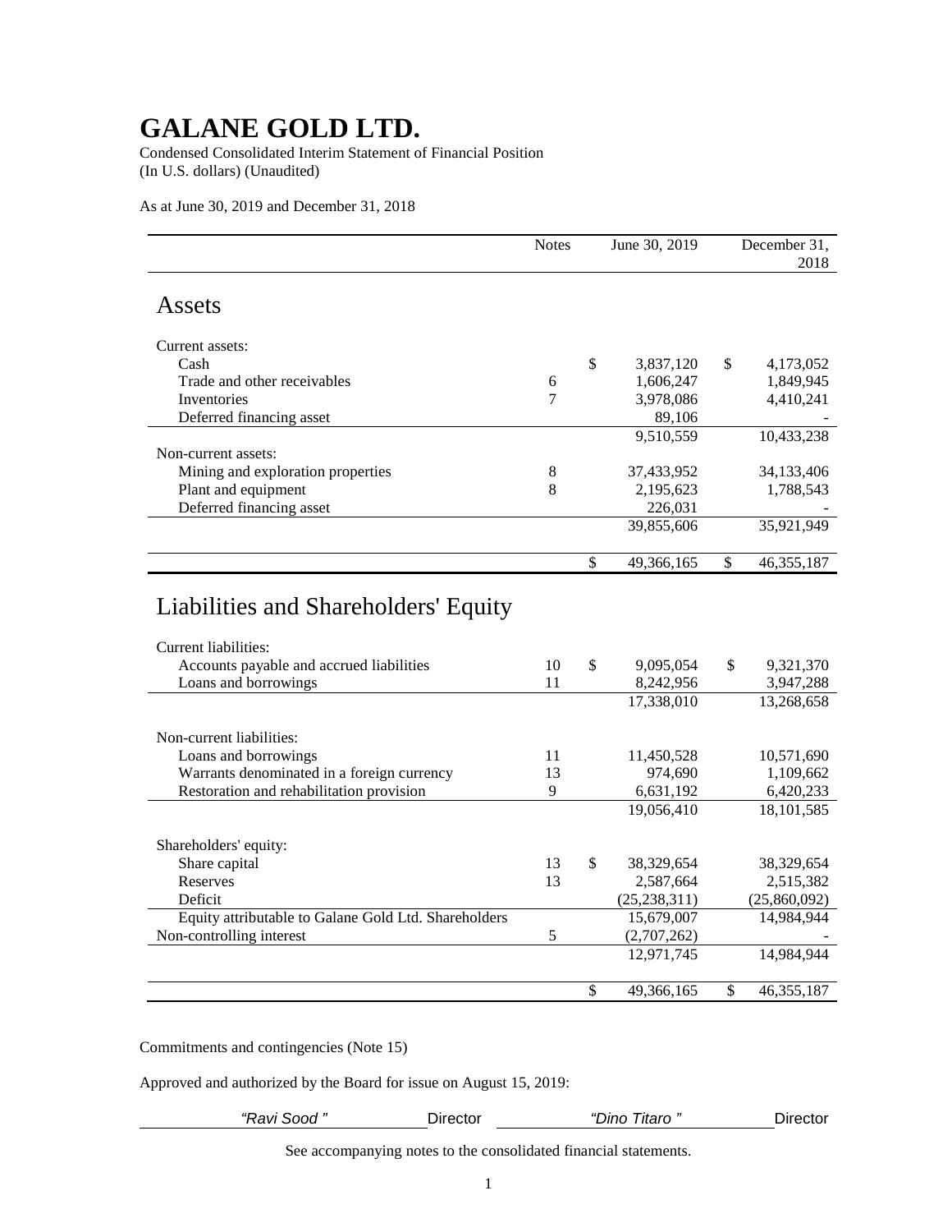# GALANE GOLD LTD.

Condensed Consolidated Interim Statement of Financial Position
(In U.S. dollars) (Unaudited)

As at June 30, 2019 and December 31, 2018

| | Notes | June 30, 2019 | December 31, 2018 |
|---|---|---|---|
| **Assets** | | | |
| Current assets: | | | |
| Cash | | $ 3,837,120 | $ 4,173,052 |
| Trade and other receivables | 6 | 1,606,247 | 1,849,945 |
| Inventories | 7 | 3,978,086 | 4,410,241 |
| Deferred financing asset | | 89,106 | - |
| | | 9,510,559 | 10,433,238 |
| Non-current assets: | | | |
| Mining and exploration properties | 8 | 37,433,952 | 34,133,406 |
| Plant and equipment | 8 | 2,195,623 | 1,788,543 |
| Deferred financing asset | | 226,031 | - |
| | | 39,855,606 | 35,921,949 |
| | | $ 49,366,165 | $ 46,355,187 |
| **Liabilities and Shareholders' Equity** | | | |
| Current liabilities: | | | |
| Accounts payable and accrued liabilities | 10 | $ 9,095,054 | $ 9,321,370 |
| Loans and borrowings | 11 | 8,242,956 | 3,947,288 |
| | | 17,338,010 | 13,268,658 |
| Non-current liabilities: | | | |
| Loans and borrowings | 11 | 11,450,528 | 10,571,690 |
| Warrants denominated in a foreign currency | 13 | 974,690 | 1,109,662 |
| Restoration and rehabilitation provision | 9 | 6,631,192 | 6,420,233 |
| | | 19,056,410 | 18,101,585 |
| Shareholders' equity: | | | |
| Share capital | 13 | $ 38,329,654 | 38,329,654 |
| Reserves | 13 | 2,587,664 | 2,515,382 |
| Deficit | | (25,238,311) | (25,860,092) |
| Equity attributable to Galane Gold Ltd. Shareholders | | 15,679,007 | 14,984,944 |
| Non-controlling interest | 5 | (2,707,262) | - |
| | | 12,971,745 | 14,984,944 |
| | | $ 49,366,165 | $ 46,355,187 |

Commitments and contingencies (Note 15)

Approved and authorized by the Board for issue on August 15, 2019:

*"Ravi Sood"* Director *"Dino Titaro"* Director

See accompanying notes to the consolidated financial statements.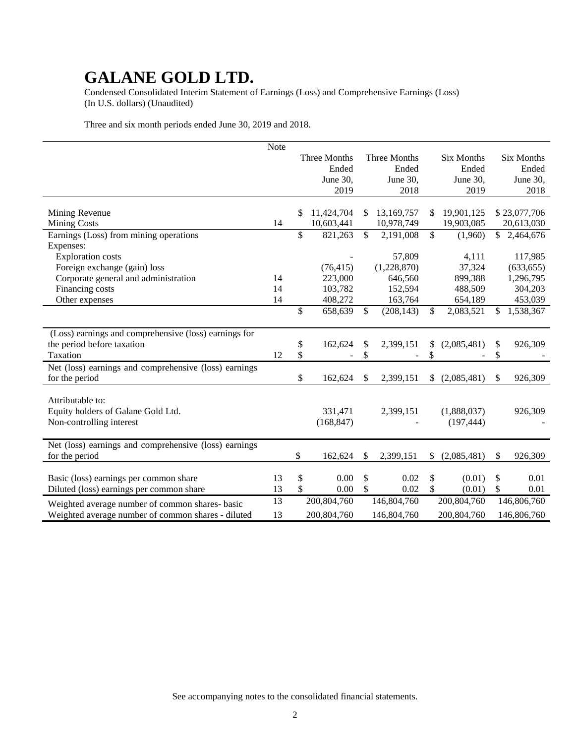# GALANE GOLD LTD.

Condensed Consolidated Interim Statement of Earnings (Loss) and Comprehensive Earnings (Loss)
(In U.S. dollars) (Unaudited)

Three and six month periods ended June 30, 2019 and 2018.

| | Note | Three Months Ended June 30, 2019 | Three Months Ended June 30, 2018 | Six Months Ended June 30, 2019 | Six Months Ended June 30, 2018 |
|---|---|---|---|---|---|
| Mining Revenue | | $ 11,424,704 | $ 13,169,757 | $ 19,901,125 | $ 23,077,706 |
| Mining Costs | 14 | 10,603,441 | 10,978,749 | 19,903,085 | 20,613,030 |
| Earnings (Loss) from mining operations | | $ 821,263 | $ 2,191,008 | $ (1,960) | $ 2,464,676 |
| Expenses: | | | | | |
| Exploration costs | | - | 57,809 | 4,111 | 117,985 |
| Foreign exchange (gain) loss | | (76,415) | (1,228,870) | 37,324 | (633,655) |
| Corporate general and administration | 14 | 223,000 | 646,560 | 899,388 | 1,296,795 |
| Financing costs | 14 | 103,782 | 152,594 | 488,509 | 304,203 |
| Other expenses | 14 | 408,272 | 163,764 | 654,189 | 453,039 |
| | | $ 658,639 | $ (208,143) | $ 2,083,521 | $ 1,538,367 |
| (Loss) earnings and comprehensive (loss) earnings for the period before taxation | | $ 162,624 | $ 2,399,151 | $ (2,085,481) | $ 926,309 |
| Taxation | 12 | $ - | $ - | $ - | $ - |
| Net (loss) earnings and comprehensive (loss) earnings for the period | | $ 162,624 | $ 2,399,151 | $ (2,085,481) | $ 926,309 |
| Attributable to: | | | | | |
| Equity holders of Galane Gold Ltd. | | 331,471 | 2,399,151 | (1,888,037) | 926,309 |
| Non-controlling interest | | (168,847) | - | (197,444) | - |
| Net (loss) earnings and comprehensive (loss) earnings for the period | | $ 162,624 | $ 2,399,151 | $ (2,085,481) | $ 926,309 |
| Basic (loss) earnings per common share | 13 | $ 0.00 | $ 0.02 | $ (0.01) | $ 0.01 |
| Diluted (loss) earnings per common share | 13 | $ 0.00 | $ 0.02 | $ (0.01) | $ 0.01 |
| Weighted average number of common shares- basic | 13 | 200,804,760 | 146,804,760 | 200,804,760 | 146,806,760 |
| Weighted average number of common shares - diluted | 13 | 200,804,760 | 146,804,760 | 200,804,760 | 146,806,760 |

See accompanying notes to the consolidated financial statements.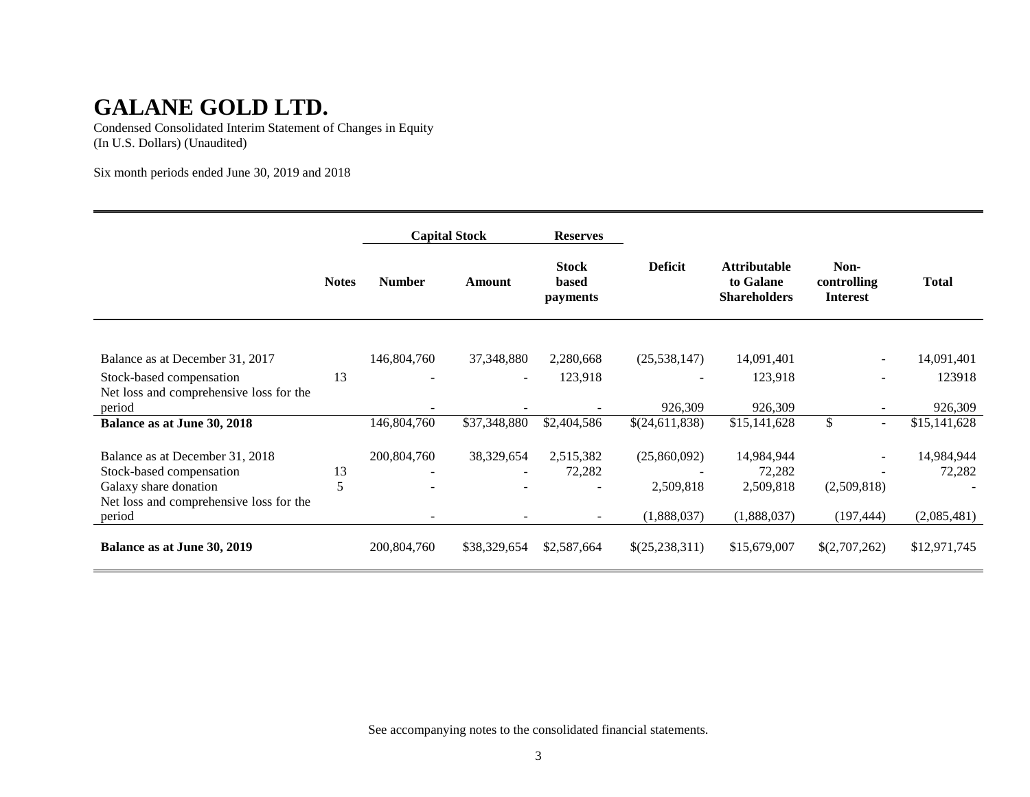# GALANE GOLD LTD.

Condensed Consolidated Interim Statement of Changes in Equity
(In U.S. Dollars) (Unaudited)

Six month periods ended June 30, 2019 and 2018

| | | Capital Stock | | Reserves | | | | |
|---|---|---|---|---|---|---|---|---|
| | **Notes** | **Number** | **Amount** | **Stock based payments** | **Deficit** | **Attributable to Galane Shareholders** | **Non-controlling Interest** | **Total** |
| Balance as at December 31, 2017 | | 146,804,760 | 37,348,880 | 2,280,668 | (25,538,147) | 14,091,401 | - | 14,091,401 |
| Stock-based compensation | 13 | - | - | 123,918 | - | 123,918 | - | 123918 |
| Net loss and comprehensive loss for the period | | - | - | - | 926,309 | 926,309 | - | 926,309 |
| **Balance as at June 30, 2018** | | 146,804,760 | \$37,348,880 | \$2,404,586 | \$(24,611,838) | \$15,141,628 | \$ - | \$15,141,628 |
| Balance as at December 31, 2018 | | 200,804,760 | 38,329,654 | 2,515,382 | (25,860,092) | 14,984,944 | - | 14,984,944 |
| Stock-based compensation | 13 | - | - | 72,282 | - | 72,282 | - | 72,282 |
| Galaxy share donation | 5 | - | - | - | 2,509,818 | 2,509,818 | (2,509,818) | - |
| Net loss and comprehensive loss for the period | | - | - | - | (1,888,037) | (1,888,037) | (197,444) | (2,085,481) |
| **Balance as at June 30, 2019** | | 200,804,760 | \$38,329,654 | \$2,587,664 | \$(25,238,311) | \$15,679,007 | \$(2,707,262) | \$12,971,745 |

See accompanying notes to the consolidated financial statements.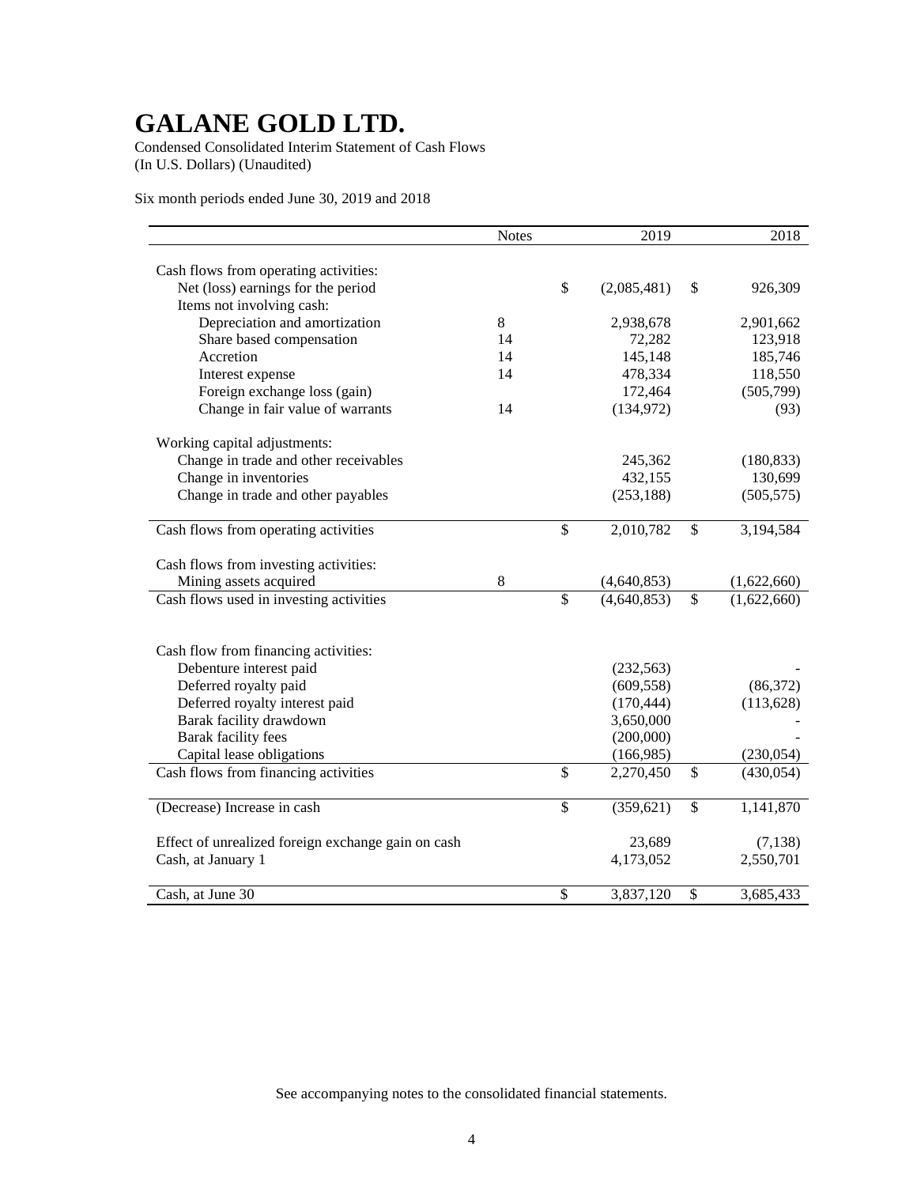# GALANE GOLD LTD.

Condensed Consolidated Interim Statement of Cash Flows
(In U.S. Dollars) (Unaudited)

Six month periods ended June 30, 2019 and 2018

| | Notes | 2019 | 2018 |
|---|---|---|---|
| Cash flows from operating activities: | | | |
| Net (loss) earnings for the period | | $ (2,085,481) | $ 926,309 |
| Items not involving cash: | | | |
| Depreciation and amortization | 8 | 2,938,678 | 2,901,662 |
| Share based compensation | 14 | 72,282 | 123,918 |
| Accretion | 14 | 145,148 | 185,746 |
| Interest expense | 14 | 478,334 | 118,550 |
| Foreign exchange loss (gain) | | 172,464 | (505,799) |
| Change in fair value of warrants | 14 | (134,972) | (93) |
| Working capital adjustments: | | | |
| Change in trade and other receivables | | 245,362 | (180,833) |
| Change in inventories | | 432,155 | 130,699 |
| Change in trade and other payables | | (253,188) | (505,575) |
| Cash flows from operating activities | | $ 2,010,782 | $ 3,194,584 |
| Cash flows from investing activities: | | | |
| Mining assets acquired | 8 | (4,640,853) | (1,622,660) |
| Cash flows used in investing activities | | $ (4,640,853) | $ (1,622,660) |
| Cash flow from financing activities: | | | |
| Debenture interest paid | | (232,563) | - |
| Deferred royalty paid | | (609,558) | (86,372) |
| Deferred royalty interest paid | | (170,444) | (113,628) |
| Barak facility drawdown | | 3,650,000 | - |
| Barak facility fees | | (200,000) | - |
| Capital lease obligations | | (166,985) | (230,054) |
| Cash flows from financing activities | | $ 2,270,450 | $ (430,054) |
| (Decrease) Increase in cash | | $ (359,621) | $ 1,141,870 |
| Effect of unrealized foreign exchange gain on cash | | 23,689 | (7,138) |
| Cash, at January 1 | | 4,173,052 | 2,550,701 |
| Cash, at June 30 | | $ 3,837,120 | $ 3,685,433 |

See accompanying notes to the consolidated financial statements.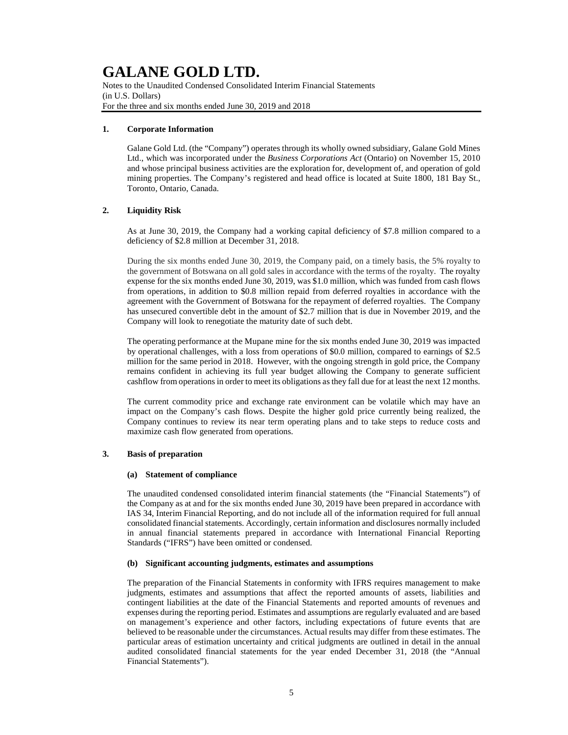# GALANE GOLD LTD.

Notes to the Unaudited Condensed Consolidated Interim Financial Statements
(in U.S. Dollars)
For the three and six months ended June 30, 2019 and 2018

## 1. Corporate Information

Galane Gold Ltd. (the "Company") operates through its wholly owned subsidiary, Galane Gold Mines Ltd., which was incorporated under the *Business Corporations Act* (Ontario) on November 15, 2010 and whose principal business activities are the exploration for, development of, and operation of gold mining properties. The Company's registered and head office is located at Suite 1800, 181 Bay St., Toronto, Ontario, Canada.

## 2. Liquidity Risk

As at June 30, 2019, the Company had a working capital deficiency of $7.8 million compared to a deficiency of $2.8 million at December 31, 2018.

During the six months ended June 30, 2019, the Company paid, on a timely basis, the 5% royalty to the government of Botswana on all gold sales in accordance with the terms of the royalty. The royalty expense for the six months ended June 30, 2019, was $1.0 million, which was funded from cash flows from operations, in addition to $0.8 million repaid from deferred royalties in accordance with the agreement with the Government of Botswana for the repayment of deferred royalties. The Company has unsecured convertible debt in the amount of $2.7 million that is due in November 2019, and the Company will look to renegotiate the maturity date of such debt.

The operating performance at the Mupane mine for the six months ended June 30, 2019 was impacted by operational challenges, with a loss from operations of $0.0 million, compared to earnings of $2.5 million for the same period in 2018. However, with the ongoing strength in gold price, the Company remains confident in achieving its full year budget allowing the Company to generate sufficient cashflow from operations in order to meet its obligations as they fall due for at least the next 12 months.

The current commodity price and exchange rate environment can be volatile which may have an impact on the Company's cash flows. Despite the higher gold price currently being realized, the Company continues to review its near term operating plans and to take steps to reduce costs and maximize cash flow generated from operations.

## 3. Basis of preparation

### (a) Statement of compliance

The unaudited condensed consolidated interim financial statements (the "Financial Statements") of the Company as at and for the six months ended June 30, 2019 have been prepared in accordance with IAS 34, Interim Financial Reporting, and do not include all of the information required for full annual consolidated financial statements. Accordingly, certain information and disclosures normally included in annual financial statements prepared in accordance with International Financial Reporting Standards ("IFRS") have been omitted or condensed.

### (b) Significant accounting judgments, estimates and assumptions

The preparation of the Financial Statements in conformity with IFRS requires management to make judgments, estimates and assumptions that affect the reported amounts of assets, liabilities and contingent liabilities at the date of the Financial Statements and reported amounts of revenues and expenses during the reporting period. Estimates and assumptions are regularly evaluated and are based on management's experience and other factors, including expectations of future events that are believed to be reasonable under the circumstances. Actual results may differ from these estimates. The particular areas of estimation uncertainty and critical judgments are outlined in detail in the annual audited consolidated financial statements for the year ended December 31, 2018 (the "Annual Financial Statements").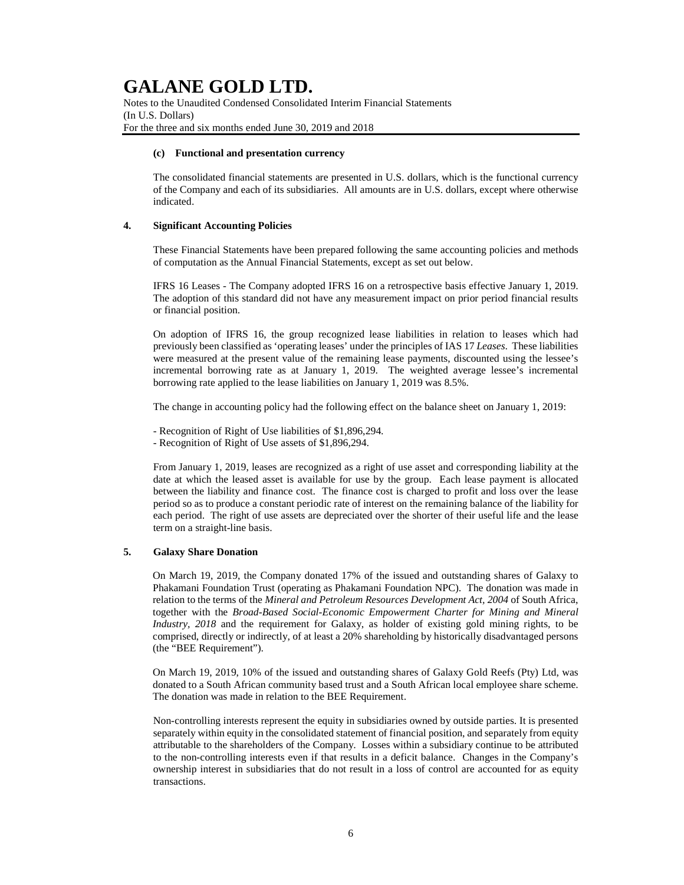### (c) Functional and presentation currency

The consolidated financial statements are presented in U.S. dollars, which is the functional currency of the Company and each of its subsidiaries. All amounts are in U.S. dollars, except where otherwise indicated.

## 4. Significant Accounting Policies

These Financial Statements have been prepared following the same accounting policies and methods of computation as the Annual Financial Statements, except as set out below.

IFRS 16 Leases - The Company adopted IFRS 16 on a retrospective basis effective January 1, 2019. The adoption of this standard did not have any measurement impact on prior period financial results or financial position.

On adoption of IFRS 16, the group recognized lease liabilities in relation to leases which had previously been classified as 'operating leases' under the principles of IAS 17 *Leases*. These liabilities were measured at the present value of the remaining lease payments, discounted using the lessee's incremental borrowing rate as at January 1, 2019. The weighted average lessee's incremental borrowing rate applied to the lease liabilities on January 1, 2019 was 8.5%.

The change in accounting policy had the following effect on the balance sheet on January 1, 2019:

- Recognition of Right of Use liabilities of $1,896,294.
- Recognition of Right of Use assets of $1,896,294.

From January 1, 2019, leases are recognized as a right of use asset and corresponding liability at the date at which the leased asset is available for use by the group. Each lease payment is allocated between the liability and finance cost. The finance cost is charged to profit and loss over the lease period so as to produce a constant periodic rate of interest on the remaining balance of the liability for each period. The right of use assets are depreciated over the shorter of their useful life and the lease term on a straight-line basis.

## 5. Galaxy Share Donation

On March 19, 2019, the Company donated 17% of the issued and outstanding shares of Galaxy to Phakamani Foundation Trust (operating as Phakamani Foundation NPC). The donation was made in relation to the terms of the *Mineral and Petroleum Resources Development Act, 2004* of South Africa, together with the *Broad-Based Social-Economic Empowerment Charter for Mining and Mineral Industry, 2018* and the requirement for Galaxy, as holder of existing gold mining rights, to be comprised, directly or indirectly, of at least a 20% shareholding by historically disadvantaged persons (the "BEE Requirement").

On March 19, 2019, 10% of the issued and outstanding shares of Galaxy Gold Reefs (Pty) Ltd, was donated to a South African community based trust and a South African local employee share scheme. The donation was made in relation to the BEE Requirement.

Non-controlling interests represent the equity in subsidiaries owned by outside parties. It is presented separately within equity in the consolidated statement of financial position, and separately from equity attributable to the shareholders of the Company. Losses within a subsidiary continue to be attributed to the non-controlling interests even if that results in a deficit balance. Changes in the Company's ownership interest in subsidiaries that do not result in a loss of control are accounted for as equity transactions.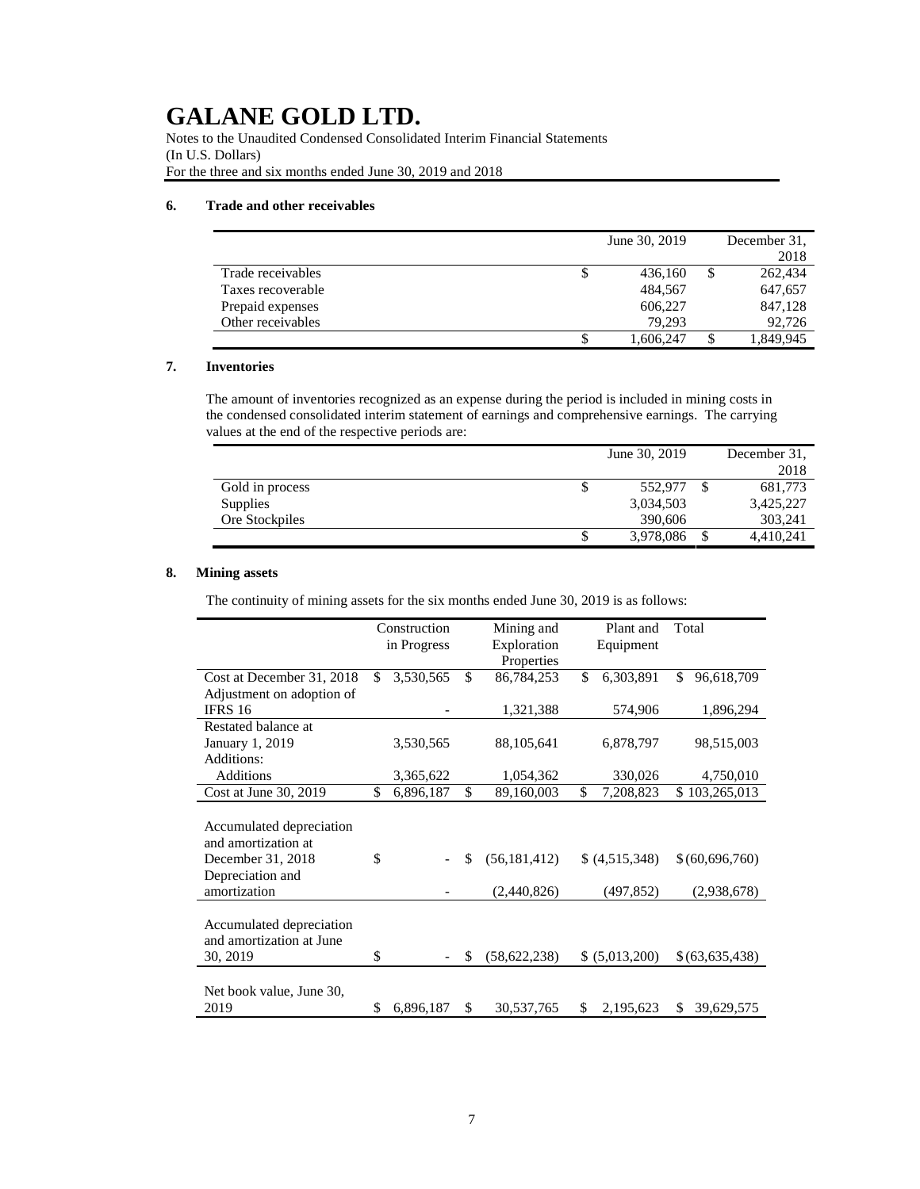# GALANE GOLD LTD.

Notes to the Unaudited Condensed Consolidated Interim Financial Statements
(In U.S. Dollars)
For the three and six months ended June 30, 2019 and 2018

## 6. Trade and other receivables

| | June 30, 2019 | December 31, 2018 |
|---|---|---|
| Trade receivables | $ 436,160 | $ 262,434 |
| Taxes recoverable | 484,567 | 647,657 |
| Prepaid expenses | 606,227 | 847,128 |
| Other receivables | 79,293 | 92,726 |
| | $ 1,606,247 | $ 1,849,945 |

## 7. Inventories

The amount of inventories recognized as an expense during the period is included in mining costs in the condensed consolidated interim statement of earnings and comprehensive earnings. The carrying values at the end of the respective periods are:

| | June 30, 2019 | December 31, 2018 |
|---|---|---|
| Gold in process | $ 552,977 | $ 681,773 |
| Supplies | 3,034,503 | 3,425,227 |
| Ore Stockpiles | 390,606 | 303,241 |
| | $ 3,978,086 | $ 4,410,241 |

## 8. Mining assets

The continuity of mining assets for the six months ended June 30, 2019 is as follows:

| | Construction in Progress | Mining and Exploration Properties | Plant and Equipment | Total |
|---|---|---|---|---|
| Cost at December 31, 2018 | $ 3,530,565 | $ 86,784,253 | $ 6,303,891 | $ 96,618,709 |
| Adjustment on adoption of IFRS 16 | - | 1,321,388 | 574,906 | 1,896,294 |
| Restated balance at January 1, 2019 | 3,530,565 | 88,105,641 | 6,878,797 | 98,515,003 |
| Additions: | | | | |
| Additions | 3,365,622 | 1,054,362 | 330,026 | 4,750,010 |
| Cost at June 30, 2019 | $ 6,896,187 | $ 89,160,003 | $ 7,208,823 | $ 103,265,013 |
| | | | | |
| Accumulated depreciation and amortization at December 31, 2018 | $ - | $ (56,181,412) | $ (4,515,348) | $ (60,696,760) |
| Depreciation and amortization | - | (2,440,826) | (497,852) | (2,938,678) |
| | | | | |
| Accumulated depreciation and amortization at June 30, 2019 | $ - | $ (58,622,238) | $ (5,013,200) | $ (63,635,438) |
| | | | | |
| Net book value, June 30, 2019 | $ 6,896,187 | $ 30,537,765 | $ 2,195,623 | $ 39,629,575 |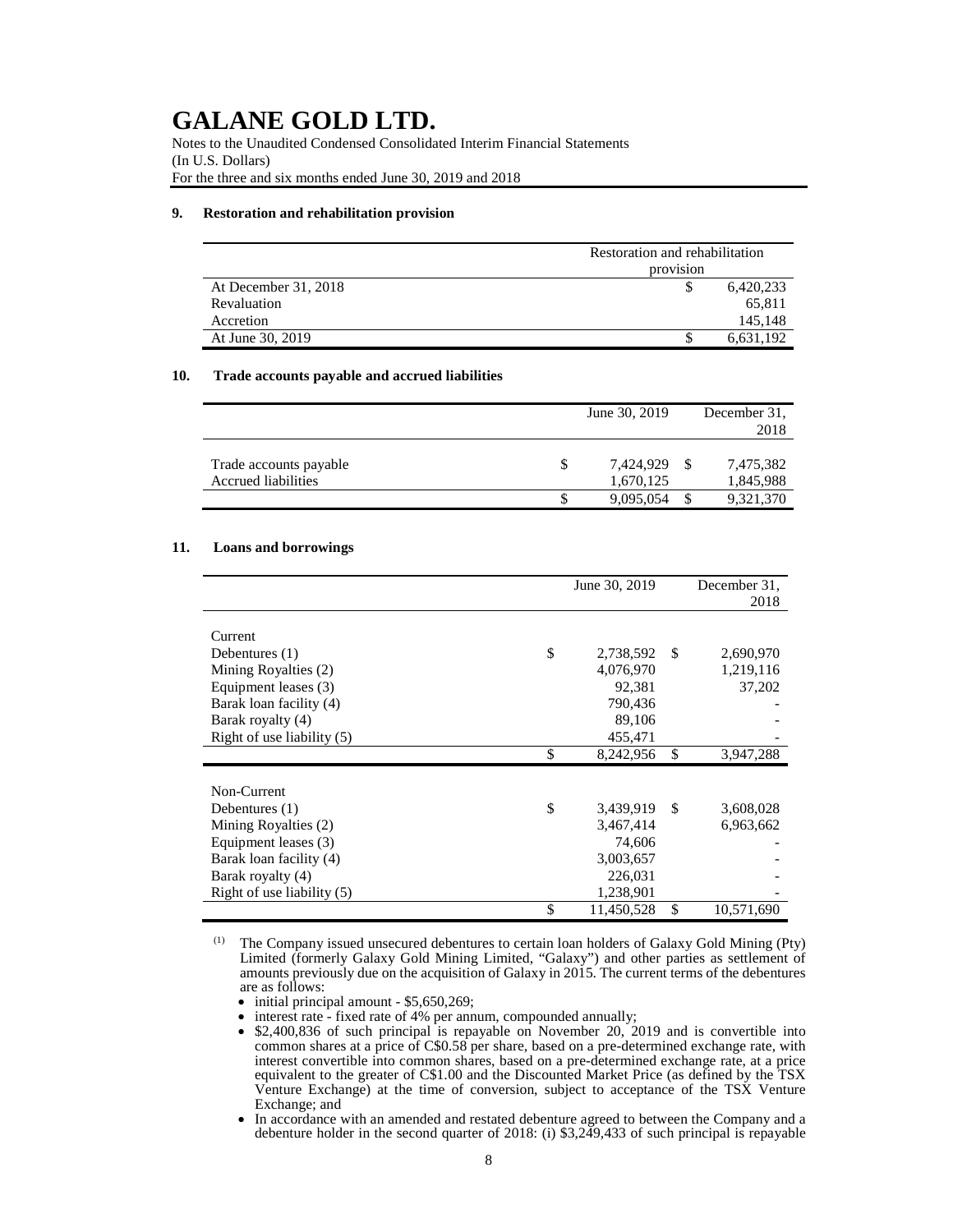# GALANE GOLD LTD.

Notes to the Unaudited Condensed Consolidated Interim Financial Statements
(In U.S. Dollars)
For the three and six months ended June 30, 2019 and 2018

## 9. Restoration and rehabilitation provision

| | Restoration and rehabilitation provision |
|---|---|
| At December 31, 2018 | $ 6,420,233 |
| Revaluation | 65,811 |
| Accretion | 145,148 |
| At June 30, 2019 | $ 6,631,192 |

## 10. Trade accounts payable and accrued liabilities

| | June 30, 2019 | December 31, 2018 |
|---|---|---|
| Trade accounts payable | $ 7,424,929 | $ 7,475,382 |
| Accrued liabilities | 1,670,125 | 1,845,988 |
| | $ 9,095,054 | $ 9,321,370 |

## 11. Loans and borrowings

| | June 30, 2019 | December 31, 2018 |
|---|---|---|
| Current | | |
| Debentures (1) | $ 2,738,592 | $ 2,690,970 |
| Mining Royalties (2) | 4,076,970 | 1,219,116 |
| Equipment leases (3) | 92,381 | 37,202 |
| Barak loan facility (4) | 790,436 | - |
| Barak royalty (4) | 89,106 | - |
| Right of use liability (5) | 455,471 | - |
| | $ 8,242,956 | $ 3,947,288 |
| Non-Current | | |
| Debentures (1) | $ 3,439,919 | $ 3,608,028 |
| Mining Royalties (2) | 3,467,414 | 6,963,662 |
| Equipment leases (3) | 74,606 | - |
| Barak loan facility (4) | 3,003,657 | - |
| Barak royalty (4) | 226,031 | - |
| Right of use liability (5) | 1,238,901 | - |
| | $ 11,450,528 | $ 10,571,690 |

(1) The Company issued unsecured debentures to certain loan holders of Galaxy Gold Mining (Pty) Limited (formerly Galaxy Gold Mining Limited, "Galaxy") and other parties as settlement of amounts previously due on the acquisition of Galaxy in 2015. The current terms of the debentures are as follows:

- initial principal amount - $5,650,269;
- interest rate - fixed rate of 4% per annum, compounded annually;
- $2,400,836 of such principal is repayable on November 20, 2019 and is convertible into common shares at a price of C$0.58 per share, based on a pre-determined exchange rate, with interest convertible into common shares, based on a pre-determined exchange rate, at a price equivalent to the greater of C$1.00 and the Discounted Market Price (as defined by the TSX Venture Exchange) at the time of conversion, subject to acceptance of the TSX Venture Exchange; and
- In accordance with an amended and restated debenture agreed to between the Company and a debenture holder in the second quarter of 2018: (i) $3,249,433 of such principal is repayable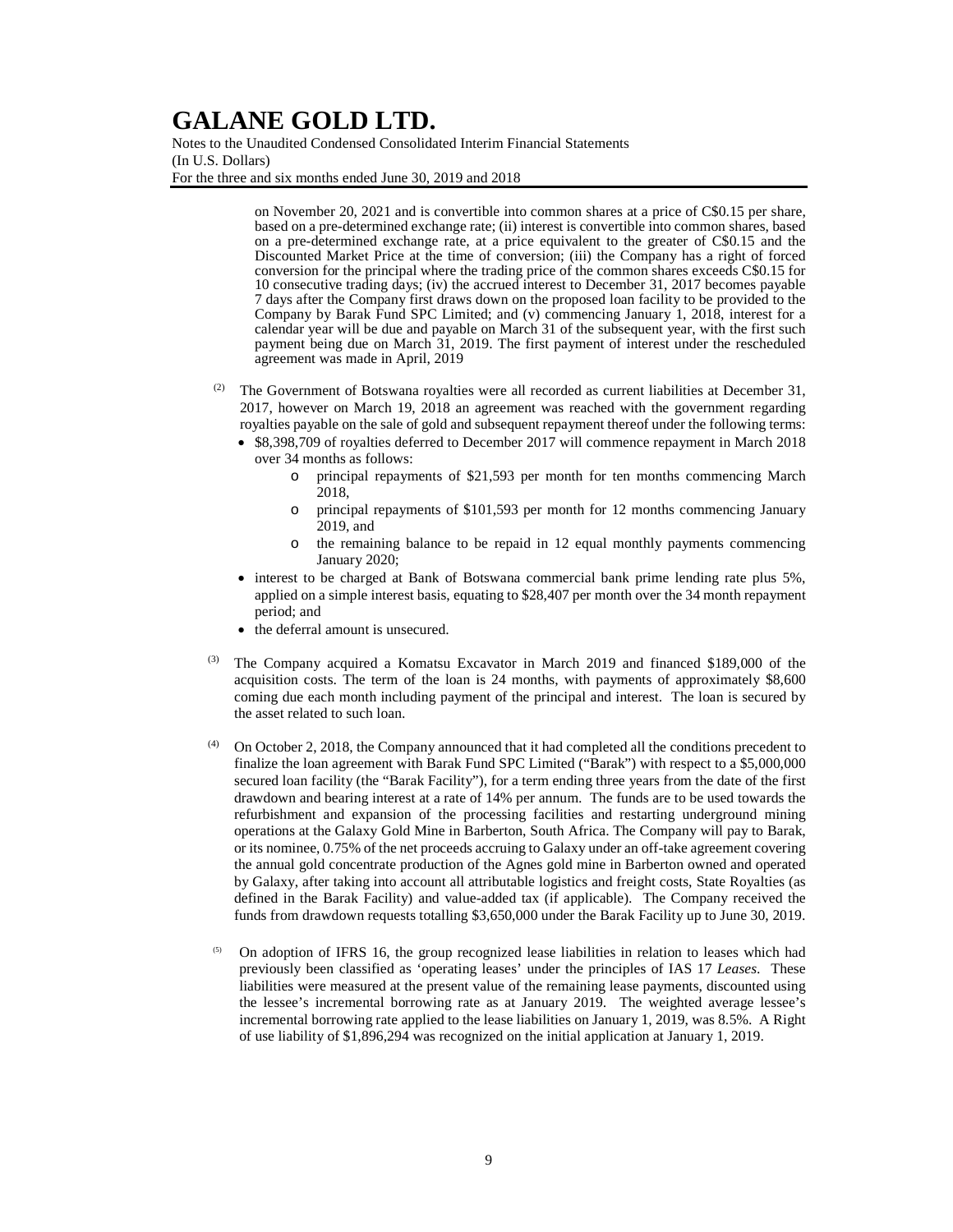on November 20, 2021 and is convertible into common shares at a price of C$0.15 per share, based on a pre-determined exchange rate; (ii) interest is convertible into common shares, based on a pre-determined exchange rate, at a price equivalent to the greater of C$0.15 and the Discounted Market Price at the time of conversion; (iii) the Company has a right of forced conversion for the principal where the trading price of the common shares exceeds C$0.15 for 10 consecutive trading days; (iv) the accrued interest to December 31, 2017 becomes payable 7 days after the Company first draws down on the proposed loan facility to be provided to the Company by Barak Fund SPC Limited; and (v) commencing January 1, 2018, interest for a calendar year will be due and payable on March 31 of the subsequent year, with the first such payment being due on March 31, 2019. The first payment of interest under the rescheduled agreement was made in April, 2019

(2) The Government of Botswana royalties were all recorded as current liabilities at December 31, 2017, however on March 19, 2018 an agreement was reached with the government regarding royalties payable on the sale of gold and subsequent repayment thereof under the following terms:

- $8,398,709 of royalties deferred to December 2017 will commence repayment in March 2018 over 34 months as follows:
  - principal repayments of $21,593 per month for ten months commencing March 2018,
  - principal repayments of $101,593 per month for 12 months commencing January 2019, and
  - the remaining balance to be repaid in 12 equal monthly payments commencing January 2020;
- interest to be charged at Bank of Botswana commercial bank prime lending rate plus 5%, applied on a simple interest basis, equating to $28,407 per month over the 34 month repayment period; and
- the deferral amount is unsecured.

(3) The Company acquired a Komatsu Excavator in March 2019 and financed $189,000 of the acquisition costs. The term of the loan is 24 months, with payments of approximately $8,600 coming due each month including payment of the principal and interest. The loan is secured by the asset related to such loan.

(4) On October 2, 2018, the Company announced that it had completed all the conditions precedent to finalize the loan agreement with Barak Fund SPC Limited ("Barak") with respect to a $5,000,000 secured loan facility (the "Barak Facility"), for a term ending three years from the date of the first drawdown and bearing interest at a rate of 14% per annum. The funds are to be used towards the refurbishment and expansion of the processing facilities and restarting underground mining operations at the Galaxy Gold Mine in Barberton, South Africa. The Company will pay to Barak, or its nominee, 0.75% of the net proceeds accruing to Galaxy under an off-take agreement covering the annual gold concentrate production of the Agnes gold mine in Barberton owned and operated by Galaxy, after taking into account all attributable logistics and freight costs, State Royalties (as defined in the Barak Facility) and value-added tax (if applicable). The Company received the funds from drawdown requests totalling $3,650,000 under the Barak Facility up to June 30, 2019.

(5) On adoption of IFRS 16, the group recognized lease liabilities in relation to leases which had previously been classified as 'operating leases' under the principles of IAS 17 *Leases*. These liabilities were measured at the present value of the remaining lease payments, discounted using the lessee's incremental borrowing rate as at January 2019. The weighted average lessee's incremental borrowing rate applied to the lease liabilities on January 1, 2019, was 8.5%. A Right of use liability of $1,896,294 was recognized on the initial application at January 1, 2019.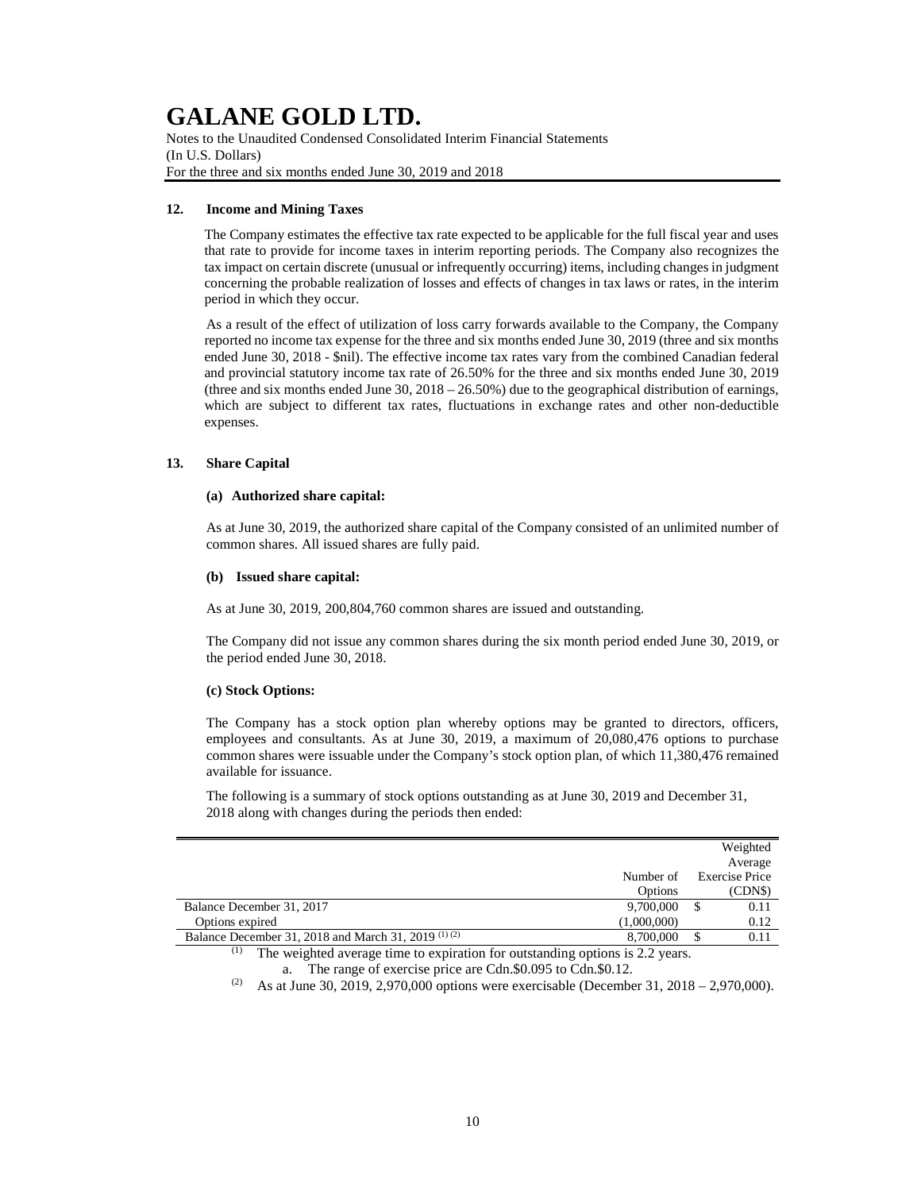# GALANE GOLD LTD.

Notes to the Unaudited Condensed Consolidated Interim Financial Statements
(In U.S. Dollars)
For the three and six months ended June 30, 2019 and 2018

### 12. Income and Mining Taxes

The Company estimates the effective tax rate expected to be applicable for the full fiscal year and uses that rate to provide for income taxes in interim reporting periods. The Company also recognizes the tax impact on certain discrete (unusual or infrequently occurring) items, including changes in judgment concerning the probable realization of losses and effects of changes in tax laws or rates, in the interim period in which they occur.

As a result of the effect of utilization of loss carry forwards available to the Company, the Company reported no income tax expense for the three and six months ended June 30, 2019 (three and six months ended June 30, 2018 - $nil). The effective income tax rates vary from the combined Canadian federal and provincial statutory income tax rate of 26.50% for the three and six months ended June 30, 2019 (three and six months ended June 30, 2018 – 26.50%) due to the geographical distribution of earnings, which are subject to different tax rates, fluctuations in exchange rates and other non-deductible expenses.

### 13. Share Capital

**(a) Authorized share capital:**

As at June 30, 2019, the authorized share capital of the Company consisted of an unlimited number of common shares. All issued shares are fully paid.

**(b) Issued share capital:**

As at June 30, 2019, 200,804,760 common shares are issued and outstanding.

The Company did not issue any common shares during the six month period ended June 30, 2019, or the period ended June 30, 2018.

**(c) Stock Options:**

The Company has a stock option plan whereby options may be granted to directors, officers, employees and consultants. As at June 30, 2019, a maximum of 20,080,476 options to purchase common shares were issuable under the Company's stock option plan, of which 11,380,476 remained available for issuance.

The following is a summary of stock options outstanding as at June 30, 2019 and December 31, 2018 along with changes during the periods then ended:

| | Number of Options | Weighted Average Exercise Price (CDN$) |
|---|---|---|
| Balance December 31, 2017 | 9,700,000 | $ 0.11 |
| Options expired | (1,000,000) | 0.12 |
| Balance December 31, 2018 and March 31, 2019 (1) (2) | 8,700,000 | $ 0.11 |

(1) The weighted average time to expiration for outstanding options is 2.2 years.

a. The range of exercise price are Cdn.$0.095 to Cdn.$0.12.

(2) As at June 30, 2019, 2,970,000 options were exercisable (December 31, 2018 – 2,970,000).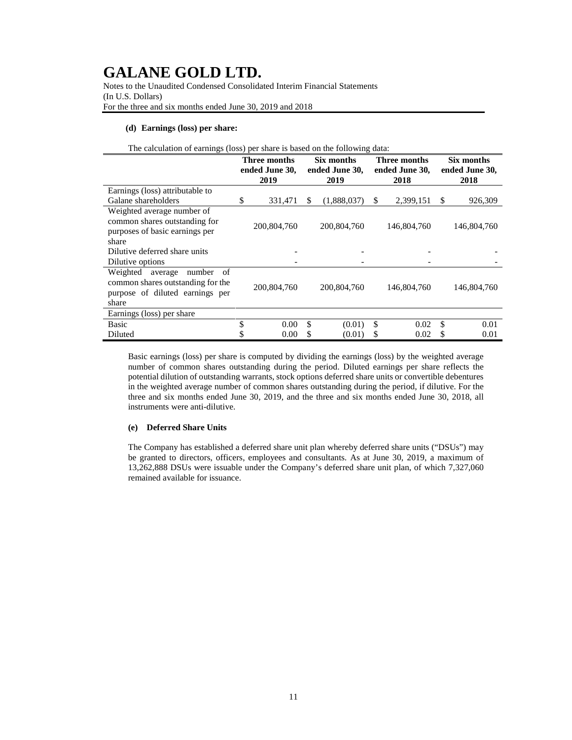# GALANE GOLD LTD.

Notes to the Unaudited Condensed Consolidated Interim Financial Statements
(In U.S. Dollars)
For the three and six months ended June 30, 2019 and 2018

**(d) Earnings (loss) per share:**

The calculation of earnings (loss) per share is based on the following data:

| | Three months ended June 30, 2019 | Six months ended June 30, 2019 | Three months ended June 30, 2018 | Six months ended June 30, 2018 |
|---|---|---|---|---|
| Earnings (loss) attributable to Galane shareholders | $ 331,471 | $ (1,888,037) | $ 2,399,151 | $ 926,309 |
| Weighted average number of common shares outstanding for purposes of basic earnings per share | 200,804,760 | 200,804,760 | 146,804,760 | 146,804,760 |
| Dilutive deferred share units | - | - | - | - |
| Dilutive options | - | - | - | - |
| Weighted average number of common shares outstanding for the purpose of diluted earnings per share | 200,804,760 | 200,804,760 | 146,804,760 | 146,804,760 |
| Earnings (loss) per share | | | | |
| Basic | $ 0.00 | $ (0.01) | $ 0.02 | $ 0.01 |
| Diluted | $ 0.00 | $ (0.01) | $ 0.02 | $ 0.01 |

Basic earnings (loss) per share is computed by dividing the earnings (loss) by the weighted average number of common shares outstanding during the period. Diluted earnings per share reflects the potential dilution of outstanding warrants, stock options deferred share units or convertible debentures in the weighted average number of common shares outstanding during the period, if dilutive. For the three and six months ended June 30, 2019, and the three and six months ended June 30, 2018, all instruments were anti-dilutive.

**(e) Deferred Share Units**

The Company has established a deferred share unit plan whereby deferred share units ("DSUs") may be granted to directors, officers, employees and consultants. As at June 30, 2019, a maximum of 13,262,888 DSUs were issuable under the Company's deferred share unit plan, of which 7,327,060 remained available for issuance.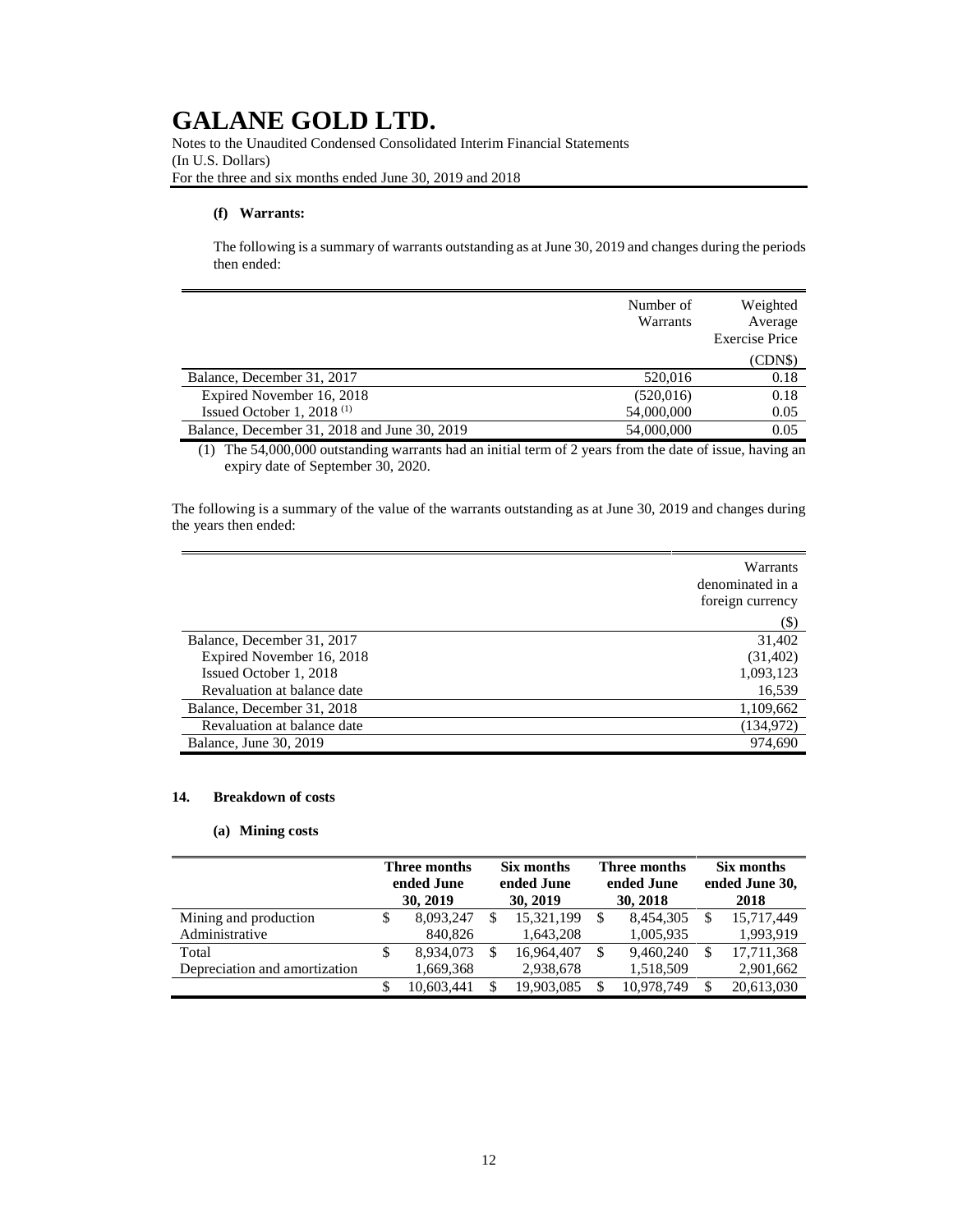# GALANE GOLD LTD.

Notes to the Unaudited Condensed Consolidated Interim Financial Statements
(In U.S. Dollars)
For the three and six months ended June 30, 2019 and 2018

### (f) Warrants:

The following is a summary of warrants outstanding as at June 30, 2019 and changes during the periods then ended:

| | Number of Warrants | Weighted Average Exercise Price |
|---|---|---|
| | | (CDN$) |
| Balance, December 31, 2017 | 520,016 | 0.18 |
| Expired November 16, 2018 | (520,016) | 0.18 |
| Issued October 1, 2018 (1) | 54,000,000 | 0.05 |
| Balance, December 31, 2018 and June 30, 2019 | 54,000,000 | 0.05 |

(1) The 54,000,000 outstanding warrants had an initial term of 2 years from the date of issue, having an expiry date of September 30, 2020.

The following is a summary of the value of the warrants outstanding as at June 30, 2019 and changes during the years then ended:

| | Warrants denominated in a foreign currency |
|---|---|
| | ($) |
| Balance, December 31, 2017 | 31,402 |
| Expired November 16, 2018 | (31,402) |
| Issued October 1, 2018 | 1,093,123 |
| Revaluation at balance date | 16,539 |
| Balance, December 31, 2018 | 1,109,662 |
| Revaluation at balance date | (134,972) |
| Balance, June 30, 2019 | 974,690 |

## 14. Breakdown of costs

### (a) Mining costs

| | Three months ended June 30, 2019 | Six months ended June 30, 2019 | Three months ended June 30, 2018 | Six months ended June 30, 2018 |
|---|---|---|---|---|
| Mining and production | $ 8,093,247 | $ 15,321,199 | $ 8,454,305 | $ 15,717,449 |
| Administrative | 840,826 | 1,643,208 | 1,005,935 | 1,993,919 |
| Total | $ 8,934,073 | $ 16,964,407 | $ 9,460,240 | $ 17,711,368 |
| Depreciation and amortization | 1,669,368 | 2,938,678 | 1,518,509 | 2,901,662 |
| | $ 10,603,441 | $ 19,903,085 | $ 10,978,749 | $ 20,613,030 |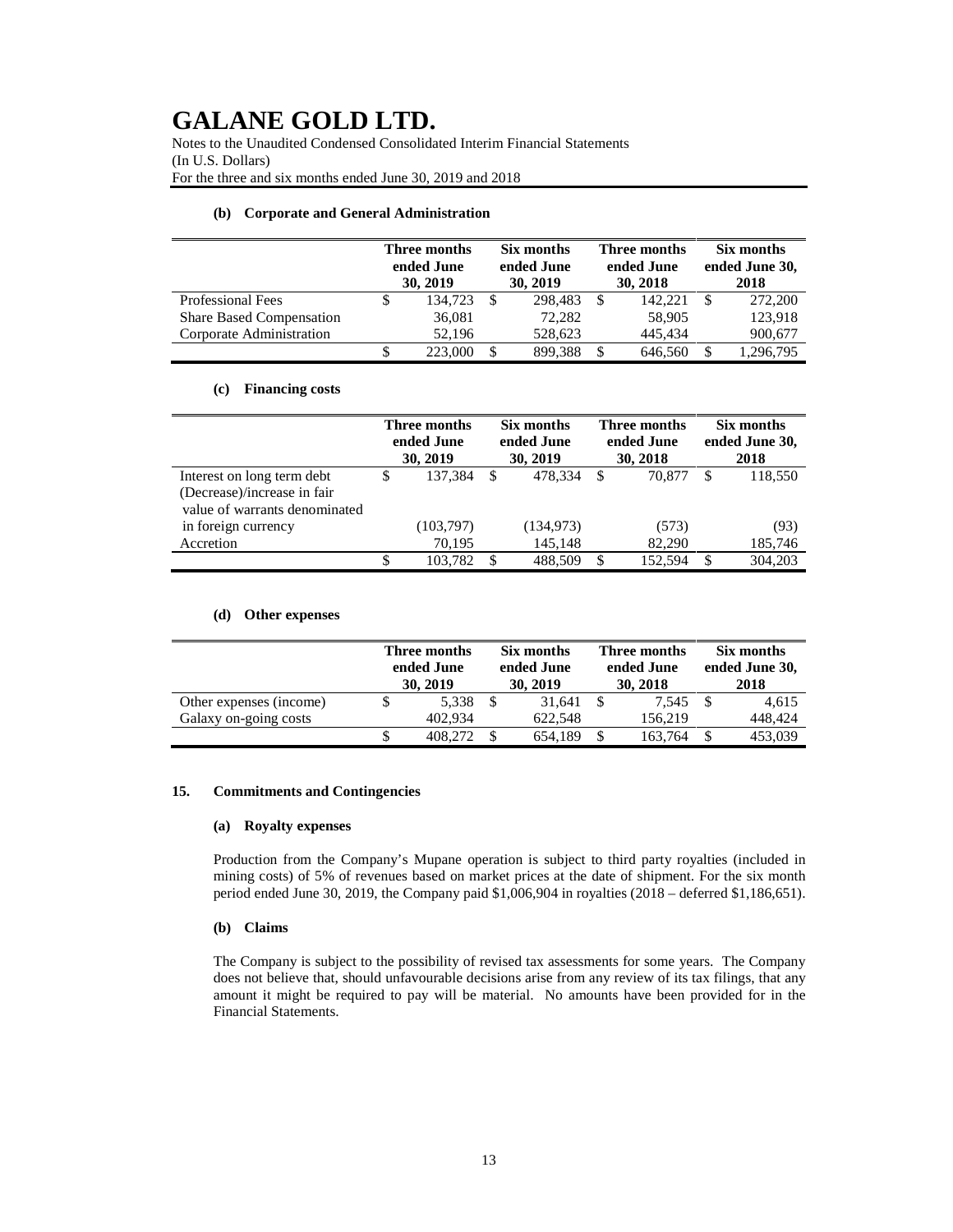#### (b) Corporate and General Administration

| | Three months ended June 30, 2019 | Six months ended June 30, 2019 | Three months ended June 30, 2018 | Six months ended June 30, 2018 |
|---|---|---|---|---|
| Professional Fees | $ 134,723 | $ 298,483 | $ 142,221 | $ 272,200 |
| Share Based Compensation | 36,081 | 72,282 | 58,905 | 123,918 |
| Corporate Administration | 52,196 | 528,623 | 445,434 | 900,677 |
| | $ 223,000 | $ 899,388 | $ 646,560 | $ 1,296,795 |

#### (c) Financing costs

| | Three months ended June 30, 2019 | Six months ended June 30, 2019 | Three months ended June 30, 2018 | Six months ended June 30, 2018 |
|---|---|---|---|---|
| Interest on long term debt | $ 137,384 | $ 478,334 | $ 70,877 | $ 118,550 |
| (Decrease)/increase in fair value of warrants denominated in foreign currency | (103,797) | (134,973) | (573) | (93) |
| Accretion | 70,195 | 145,148 | 82,290 | 185,746 |
| | $ 103,782 | $ 488,509 | $ 152,594 | $ 304,203 |

#### (d) Other expenses

| | Three months ended June 30, 2019 | Six months ended June 30, 2019 | Three months ended June 30, 2018 | Six months ended June 30, 2018 |
|---|---|---|---|---|
| Other expenses (income) | $ 5,338 | $ 31,641 | $ 7,545 | $ 4,615 |
| Galaxy on-going costs | 402,934 | 622,548 | 156,219 | 448,424 |
| | $ 408,272 | $ 654,189 | $ 163,764 | $ 453,039 |

### 15. Commitments and Contingencies

#### (a) Royalty expenses

Production from the Company's Mupane operation is subject to third party royalties (included in mining costs) of 5% of revenues based on market prices at the date of shipment. For the six month period ended June 30, 2019, the Company paid $1,006,904 in royalties (2018 – deferred $1,186,651).

#### (b) Claims

The Company is subject to the possibility of revised tax assessments for some years. The Company does not believe that, should unfavourable decisions arise from any review of its tax filings, that any amount it might be required to pay will be material. No amounts have been provided for in the Financial Statements.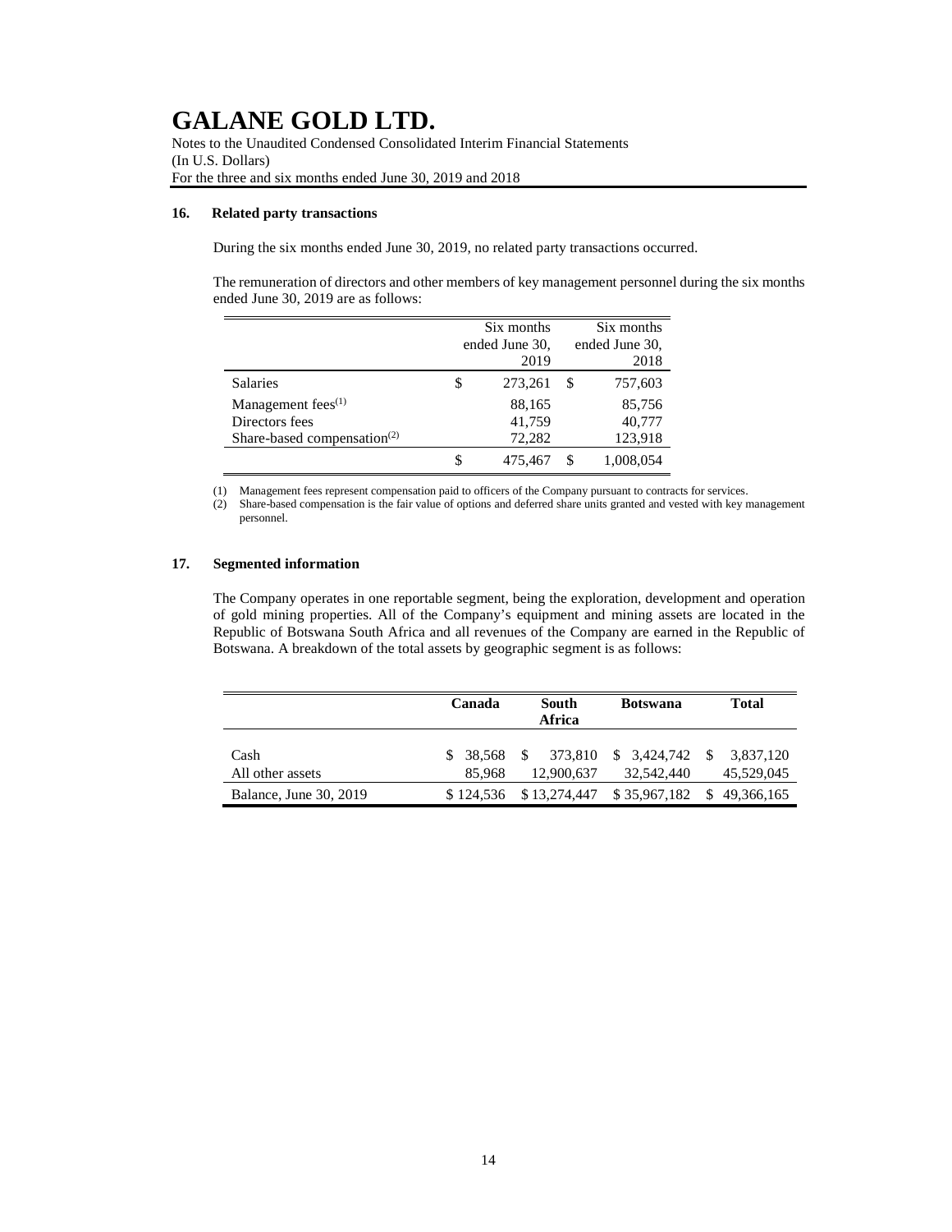# GALANE GOLD LTD.

Notes to the Unaudited Condensed Consolidated Interim Financial Statements
(In U.S. Dollars)
For the three and six months ended June 30, 2019 and 2018

## 16. Related party transactions

During the six months ended June 30, 2019, no related party transactions occurred.

The remuneration of directors and other members of key management personnel during the six months ended June 30, 2019 are as follows:

| | Six months ended June 30, 2019 | Six months ended June 30, 2018 |
|---|---|---|
| Salaries | $ 273,261 | $ 757,603 |
| Management fees[(1)] | 88,165 | 85,756 |
| Directors fees | 41,759 | 40,777 |
| Share-based compensation[(2)] | 72,282 | 123,918 |
| | $ 475,467 | $ 1,008,054 |

(1) Management fees represent compensation paid to officers of the Company pursuant to contracts for services.
(2) Share-based compensation is the fair value of options and deferred share units granted and vested with key management personnel.

## 17. Segmented information

The Company operates in one reportable segment, being the exploration, development and operation of gold mining properties. All of the Company's equipment and mining assets are located in the Republic of Botswana South Africa and all revenues of the Company are earned in the Republic of Botswana. A breakdown of the total assets by geographic segment is as follows:

| | **Canada** | **South Africa** | **Botswana** | **Total** |
|---|---|---|---|---|
| Cash | $ 38,568 | $ 373,810 | $ 3,424,742 | $ 3,837,120 |
| All other assets | 85,968 | 12,900,637 | 32,542,440 | 45,529,045 |
| Balance, June 30, 2019 | $ 124,536 | $ 13,274,447 | $ 35,967,182 | $ 49,366,165 |